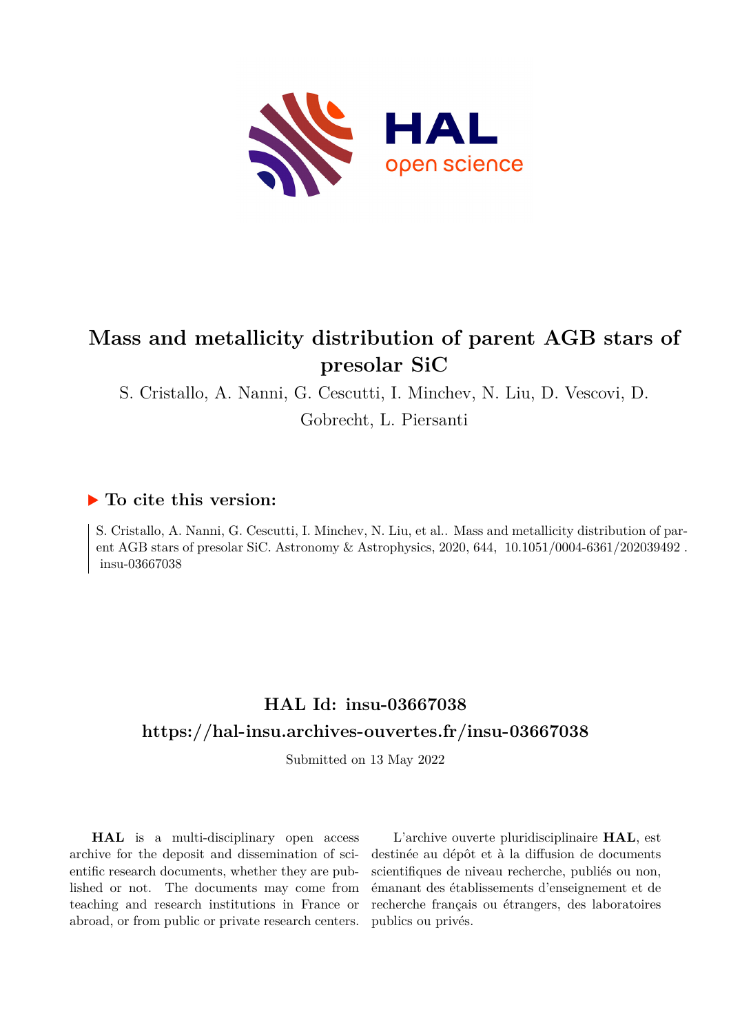# Mass and metallicity distribution of parent AGB stars of presolar SiC

S. Cristallo, A. Nanni, G. Cescutti, I. Minchev, N. Liu, D. Vescovi, D. Gobrecht, L. Piersanti

## ▶ To cite this version:

S. Cristallo, A. Nanni, G. Cescutti, I. Minchev, N. Liu, et al.. Mass and metallicity distribution of parent AGB stars of presolar SiC. Astronomy & Astrophysics, 2020, 644, 10.1051/0004-6361/202039492 . insu-03667038

## HAL Id: insu-03667038

## https://hal-insu.archives-ouvertes.fr/insu-03667038

Submitted on 13 May 2022

**HAL** is a multi-disciplinary open access archive for the deposit and dissemination of scientific research documents, whether they are published or not. The documents may come from teaching and research institutions in France or abroad, or from public or private research centers.

L'archive ouverte pluridisciplinaire **HAL**, est destinée au dépôt et à la diffusion de documents scientifiques de niveau recherche, publiés ou non, émanant des établissements d'enseignement et de recherche français ou étrangers, des laboratoires publics ou privés.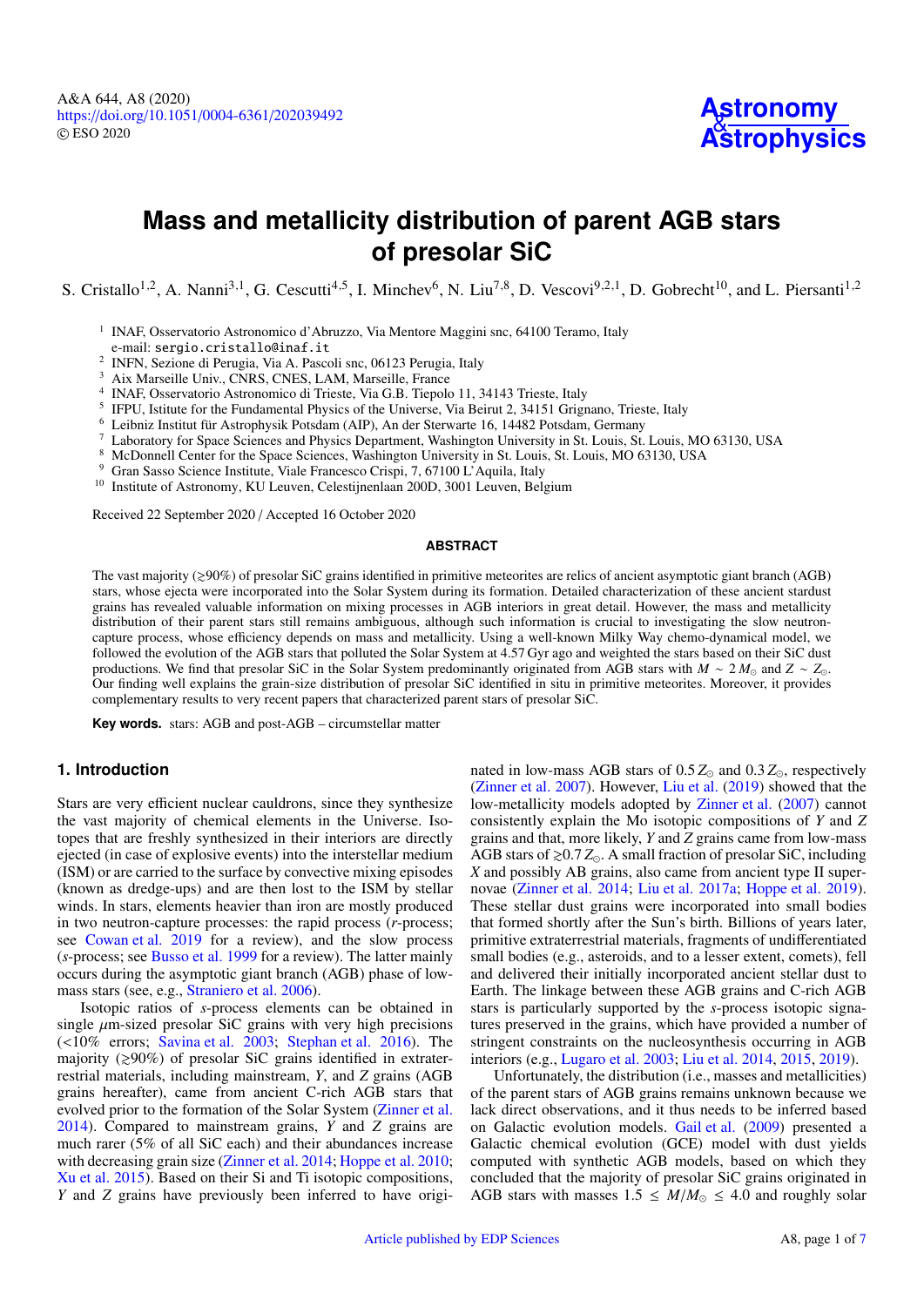# Mass and metallicity distribution of parent AGB stars of presolar SiC

S. Cristallo[1,2], A. Nanni[3,1], G. Cescutti[4,5], I. Minchev[6], N. Liu[7,8], D. Vescovi[9,2,1], D. Gobrecht[10], and L. Piersanti[1,2]

[1] INAF, Osservatorio Astronomico d'Abruzzo, Via Mentore Maggini snc, 64100 Teramo, Italy
e-mail: sergio.cristallo@inaf.it

[2] INFN, Sezione di Perugia, Via A. Pascoli snc, 06123 Perugia, Italy

[3] Aix Marseille Univ., CNRS, CNES, LAM, Marseille, France

[4] INAF, Osservatorio Astronomico di Trieste, Via G.B. Tiepolo 11, 34143 Trieste, Italy

[5] IFPU, Istitute for the Fundamental Physics of the Universe, Via Beirut 2, 34151 Grignano, Trieste, Italy

[6] Leibniz Institut für Astrophysik Potsdam (AIP), An der Sterwarte 16, 14482 Potsdam, Germany

[7] Laboratory for Space Sciences and Physics Department, Washington University in St. Louis, St. Louis, MO 63130, USA

[8] McDonnell Center for the Space Sciences, Washington University in St. Louis, St. Louis, MO 63130, USA

[9] Gran Sasso Science Institute, Viale Francesco Crispi, 7, 67100 L'Aquila, Italy

[10] Institute of Astronomy, KU Leuven, Celestijnenlaan 200D, 3001 Leuven, Belgium

Received 22 September 2020 / Accepted 16 October 2020

## ABSTRACT

The vast majority ($\gtrsim$90%) of presolar SiC grains identified in primitive meteorites are relics of ancient asymptotic giant branch (AGB) stars, whose ejecta were incorporated into the Solar System during its formation. Detailed characterization of these ancient stardust grains has revealed valuable information on mixing processes in AGB interiors in great detail. However, the mass and metallicity distribution of their parent stars still remains ambiguous, although such information is crucial to investigating the slow neutron-capture process, whose efficiency depends on mass and metallicity. Using a well-known Milky Way chemo-dynamical model, we followed the evolution of the AGB stars that polluted the Solar System at 4.57 Gyr ago and weighted the stars based on their SiC dust productions. We find that presolar SiC in the Solar System predominantly originated from AGB stars with $M \sim 2\,M_{\odot}$ and $Z \sim Z_{\odot}$. Our finding well explains the grain-size distribution of presolar SiC identified in situ in primitive meteorites. Moreover, it provides complementary results to very recent papers that characterized parent stars of presolar SiC.

**Key words.** stars: AGB and post-AGB – circumstellar matter

## 1. Introduction

Stars are very efficient nuclear cauldrons, since they synthesize the vast majority of chemical elements in the Universe. Isotopes that are freshly synthesized in their interiors are directly ejected (in case of explosive events) into the interstellar medium (ISM) or are carried to the surface by convective mixing episodes (known as dredge-ups) and are then lost to the ISM by stellar winds. In stars, elements heavier than iron are mostly produced in two neutron-capture processes: the rapid process (*r*-process; see Cowan et al. 2019 for a review), and the slow process (*s*-process; see Busso et al. 1999 for a review). The latter mainly occurs during the asymptotic giant branch (AGB) phase of low-mass stars (see, e.g., Straniero et al. 2006).

Isotopic ratios of *s*-process elements can be obtained in single $\mu$m-sized presolar SiC grains with very high precisions (<10% errors; Savina et al. 2003; Stephan et al. 2016). The majority ($\gtrsim$90%) of presolar SiC grains identified in extraterrestrial materials, including mainstream, *Y*, and *Z* grains (AGB grains hereafter), came from ancient C-rich AGB stars that evolved prior to the formation of the Solar System (Zinner et al. 2014). Compared to mainstream grains, *Y* and *Z* grains are much rarer (5% of all SiC each) and their abundances increase with decreasing grain size (Zinner et al. 2014; Hoppe et al. 2010; Xu et al. 2015). Based on their Si and Ti isotopic compositions, *Y* and *Z* grains have previously been inferred to have originated in low-mass AGB stars of $0.5\,Z_{\odot}$ and $0.3\,Z_{\odot}$, respectively (Zinner et al. 2007). However, Liu et al. (2019) showed that the low-metallicity models adopted by Zinner et al. (2007) cannot consistently explain the Mo isotopic compositions of *Y* and *Z* grains and that, more likely, *Y* and *Z* grains came from low-mass AGB stars of $\gtrsim 0.7\,Z_{\odot}$. A small fraction of presolar SiC, including *X* and possibly AB grains, also came from ancient type II supernovae (Zinner et al. 2014; Liu et al. 2017a; Hoppe et al. 2019). These stellar dust grains were incorporated into small bodies that formed shortly after the Sun's birth. Billions of years later, primitive extraterrestrial materials, fragments of undifferentiated small bodies (e.g., asteroids, and to a lesser extent, comets), fell and delivered their initially incorporated ancient stellar dust to Earth. The linkage between these AGB grains and C-rich AGB stars is particularly supported by the *s*-process isotopic signatures preserved in the grains, which have provided a number of stringent constraints on the nucleosynthesis occurring in AGB interiors (e.g., Lugaro et al. 2003; Liu et al. 2014, 2015, 2019).

Unfortunately, the distribution (i.e., masses and metallicities) of the parent stars of AGB grains remains unknown because we lack direct observations, and it thus needs to be inferred based on Galactic evolution models. Gail et al. (2009) presented a Galactic chemical evolution (GCE) model with dust yields computed with synthetic AGB models, based on which they concluded that the majority of presolar SiC grains originated in AGB stars with masses $1.5 \leq M/M_{\odot} \leq 4.0$ and roughly solar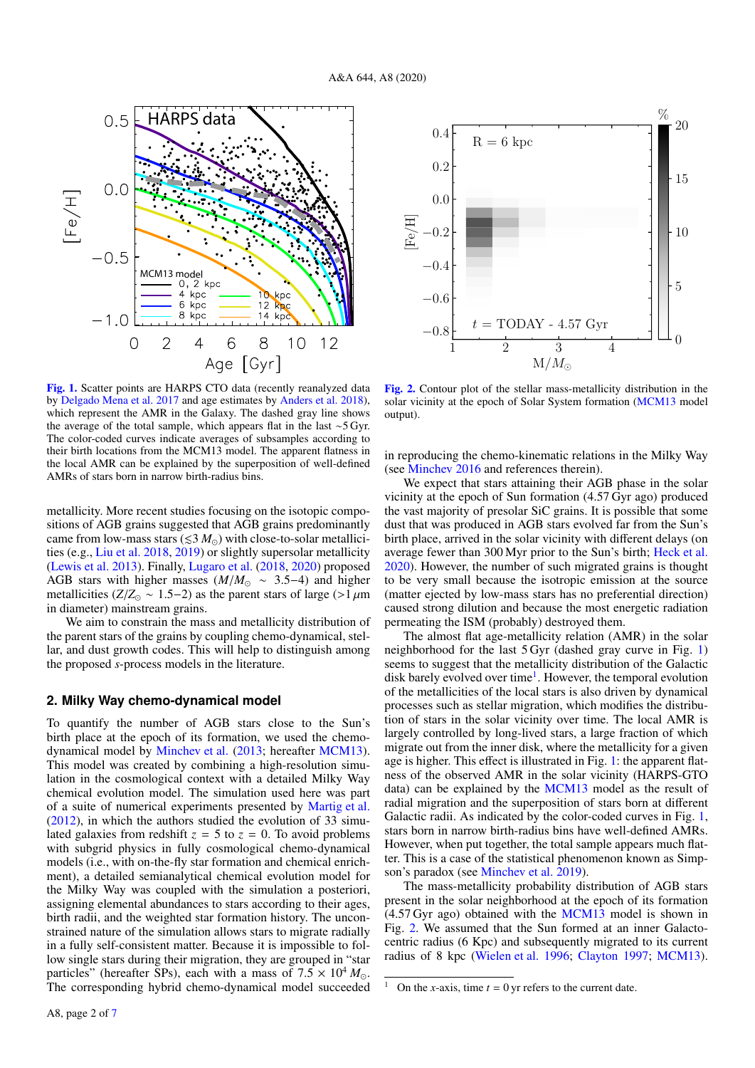Fig. 1. Scatter points are HARPS CTO data (recently reanalyzed data by Delgado Mena et al. 2017 and age estimates by Anders et al. 2018), which represent the AMR in the Galaxy. The dashed gray line shows the average of the total sample, which appears flat in the last ~5 Gyr. The color-coded curves indicate averages of subsamples according to their birth locations from the MCM13 model. The apparent flatness in the local AMR can be explained by the superposition of well-defined AMRs of stars born in narrow birth-radius bins.

Fig. 2. Contour plot of the stellar mass-metallicity distribution in the solar vicinity at the epoch of Solar System formation (MCM13 model output).

metallicity. More recent studies focusing on the isotopic compositions of AGB grains suggested that AGB grains predominantly came from low-mass stars ($\lesssim 3\,M_\odot$) with close-to-solar metallicities (e.g., Liu et al. 2018, 2019) or slightly supersolar metallicity (Lewis et al. 2013). Finally, Lugaro et al. (2018, 2020) proposed AGB stars with higher masses ($M/M_\odot \sim 3.5$–4) and higher metallicities ($Z/Z_\odot \sim 1.5$–2) as the parent stars of large (>1 $\mu$m in diameter) mainstream grains.

We aim to constrain the mass and metallicity distribution of the parent stars of the grains by coupling chemo-dynamical, stellar, and dust growth codes. This will help to distinguish among the proposed *s*-process models in the literature.

## 2. Milky Way chemo-dynamical model

To quantify the number of AGB stars close to the Sun's birth place at the epoch of its formation, we used the chemo-dynamical model by Minchev et al. (2013; hereafter MCM13). This model was created by combining a high-resolution simulation in the cosmological context with a detailed Milky Way chemical evolution model. The simulation used here was part of a suite of numerical experiments presented by Martig et al. (2012), in which the authors studied the evolution of 33 simulated galaxies from redshift $z = 5$ to $z = 0$. To avoid problems with subgrid physics in fully cosmological chemo-dynamical models (i.e., with on-the-fly star formation and chemical enrichment), a detailed semianalytical chemical evolution model for the Milky Way was coupled with the simulation a posteriori, assigning elemental abundances to stars according to their ages, birth radii, and the weighted star formation history. The unconstrained nature of the simulation allows stars to migrate radially in a fully self-consistent matter. Because it is impossible to follow single stars during their migration, they are grouped in "star particles" (hereafter SPs), each with a mass of $7.5 \times 10^4\,M_\odot$. The corresponding hybrid chemo-dynamical model succeeded in reproducing the chemo-kinematic relations in the Milky Way (see Minchev 2016 and references therein).

We expect that stars attaining their AGB phase in the solar vicinity at the epoch of Sun formation (4.57 Gyr ago) produced the vast majority of presolar SiC grains. It is possible that some dust that was produced in AGB stars evolved far from the Sun's birth place, arrived in the solar vicinity with different delays (on average fewer than 300 Myr prior to the Sun's birth; Heck et al. 2020). However, the number of such migrated grains is thought to be very small because the isotropic emission at the source (matter ejected by low-mass stars has no preferential direction) caused strong dilution and because the most energetic radiation permeating the ISM (probably) destroyed them.

The almost flat age-metallicity relation (AMR) in the solar neighborhood for the last 5 Gyr (dashed gray curve in Fig. 1) seems to suggest that the metallicity distribution of the Galactic disk barely evolved over time[1]. However, the temporal evolution of the metallicities of the local stars is also driven by dynamical processes such as stellar migration, which modifies the distribution of stars in the solar vicinity over time. The local AMR is largely controlled by long-lived stars, a large fraction of which migrate out from the inner disk, where the metallicity for a given age is higher. This effect is illustrated in Fig. 1: the apparent flatness of the observed AMR in the solar vicinity (HARPS-GTO data) can be explained by the MCM13 model as the result of radial migration and the superposition of stars born at different Galactic radii. As indicated by the color-coded curves in Fig. 1, stars born in narrow birth-radius bins have well-defined AMRs. However, when put together, the total sample appears much flatter. This is a case of the statistical phenomenon known as Simpson's paradox (see Minchev et al. 2019).

The mass-metallicity probability distribution of AGB stars present in the solar neighborhood at the epoch of its formation (4.57 Gyr ago) obtained with the MCM13 model is shown in Fig. 2. We assumed that the Sun formed at an inner Galactocentric radius (6 Kpc) and subsequently migrated to its current radius of 8 kpc (Wielen et al. 1996; Clayton 1997; MCM13).

[1] On the *x*-axis, time $t = 0$ yr refers to the current date.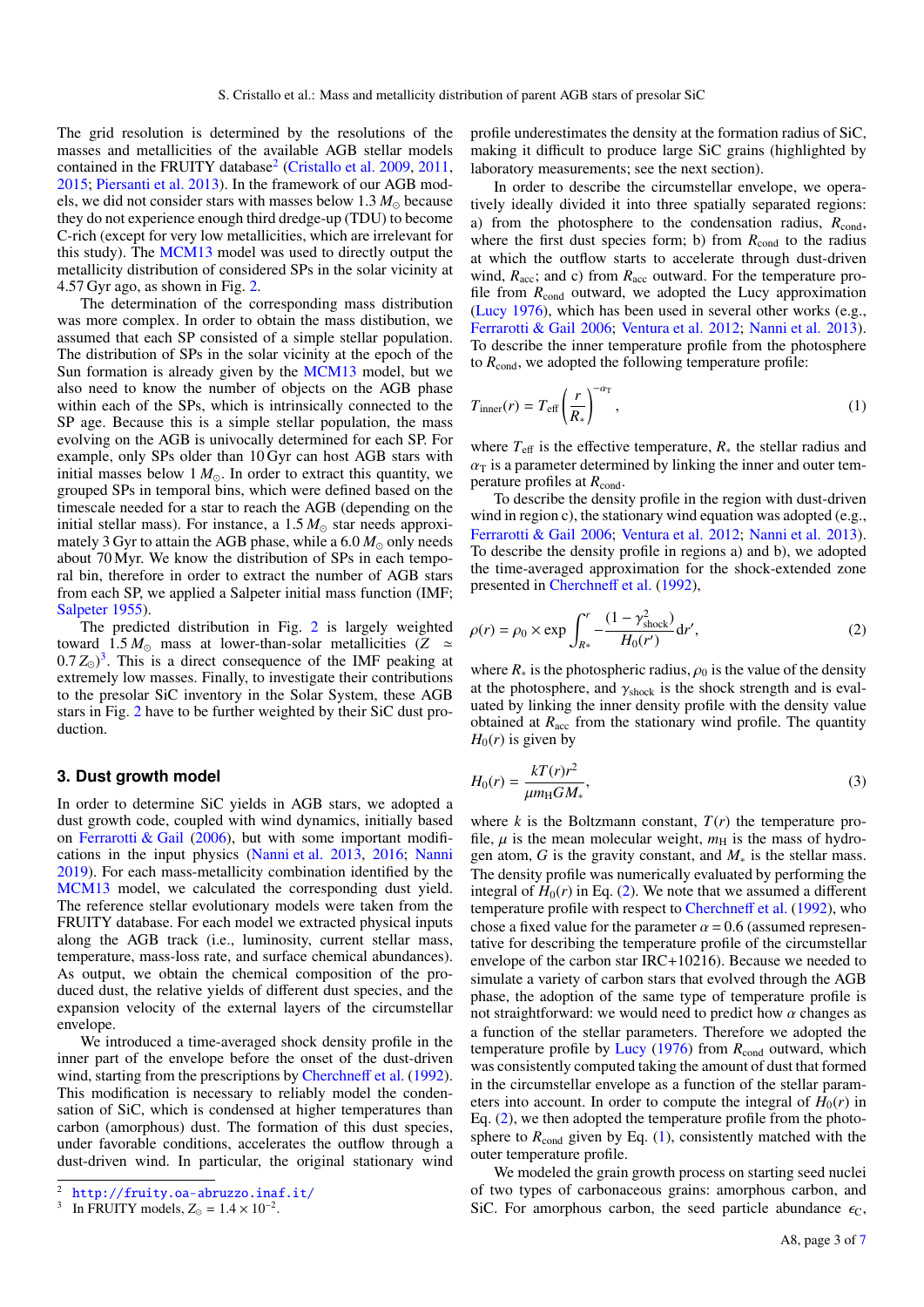The grid resolution is determined by the resolutions of the masses and metallicities of the available AGB stellar models contained in the FRUITY database[2] (Cristallo et al. 2009, 2011, 2015; Piersanti et al. 2013). In the framework of our AGB models, we did not consider stars with masses below 1.3 $M_\odot$ because they do not experience enough third dredge-up (TDU) to become C-rich (except for very low metallicities, which are irrelevant for this study). The MCM13 model was used to directly output the metallicity distribution of considered SPs in the solar vicinity at 4.57 Gyr ago, as shown in Fig. 2.

The determination of the corresponding mass distribution was more complex. In order to obtain the mass distibution, we assumed that each SP consisted of a simple stellar population. The distribution of SPs in the solar vicinity at the epoch of the Sun formation is already given by the MCM13 model, but we also need to know the number of objects on the AGB phase within each of the SPs, which is intrinsically connected to the SP age. Because this is a simple stellar population, the mass evolving on the AGB is univocally determined for each SP. For example, only SPs older than 10 Gyr can host AGB stars with initial masses below 1 $M_\odot$. In order to extract this quantity, we grouped SPs in temporal bins, which were defined based on the timescale needed for a star to reach the AGB (depending on the initial stellar mass). For instance, a 1.5 $M_\odot$ star needs approximately 3 Gyr to attain the AGB phase, while a 6.0 $M_\odot$ only needs about 70 Myr. We know the distribution of SPs in each temporal bin, therefore in order to extract the number of AGB stars from each SP, we applied a Salpeter initial mass function (IMF; Salpeter 1955).

The predicted distribution in Fig. 2 is largely weighted toward 1.5 $M_\odot$ mass at lower-than-solar metallicities ($Z \simeq 0.7\,Z_\odot$)[3]. This is a direct consequence of the IMF peaking at extremely low masses. Finally, to investigate their contributions to the presolar SiC inventory in the Solar System, these AGB stars in Fig. 2 have to be further weighted by their SiC dust production.

## 3. Dust growth model

In order to determine SiC yields in AGB stars, we adopted a dust growth code, coupled with wind dynamics, initially based on Ferrarotti & Gail (2006), but with some important modifications in the input physics (Nanni et al. 2013, 2016; Nanni 2019). For each mass-metallicity combination identified by the MCM13 model, we calculated the corresponding dust yield. The reference stellar evolutionary models were taken from the FRUITY database. For each model we extracted physical inputs along the AGB track (i.e., luminosity, current stellar mass, temperature, mass-loss rate, and surface chemical abundances). As output, we obtain the chemical composition of the produced dust, the relative yields of different dust species, and the expansion velocity of the external layers of the circumstellar envelope.

We introduced a time-averaged shock density profile in the inner part of the envelope before the onset of the dust-driven wind, starting from the prescriptions by Cherchneff et al. (1992). This modification is necessary to reliably model the condensation of SiC, which is condensed at higher temperatures than carbon (amorphous) dust. The formation of this dust species, under favorable conditions, accelerates the outflow through a dust-driven wind. In particular, the original stationary wind profile underestimates the density at the formation radius of SiC, making it difficult to produce large SiC grains (highlighted by laboratory measurements; see the next section).

In order to describe the circumstellar envelope, we operatively ideally divided it into three spatially separated regions: a) from the photosphere to the condensation radius, $R_{\rm cond}$, where the first dust species form; b) from $R_{\rm cond}$ to the radius at which the outflow starts to accelerate through dust-driven wind, $R_{\rm acc}$; and c) from $R_{\rm acc}$ outward. For the temperature profile from $R_{\rm cond}$ outward, we adopted the Lucy approximation (Lucy 1976), which has been used in several other works (e.g., Ferrarotti & Gail 2006; Ventura et al. 2012; Nanni et al. 2013). To describe the inner temperature profile from the photosphere to $R_{\rm cond}$, we adopted the following temperature profile:

$$T_{\rm inner}(r) = T_{\rm eff}\left(\frac{r}{R_*}\right)^{-\alpha_{\rm T}}, \tag{1}$$

where $T_{\rm eff}$ is the effective temperature, $R_*$ the stellar radius and $\alpha_{\rm T}$ is a parameter determined by linking the inner and outer temperature profiles at $R_{\rm cond}$.

To describe the density profile in the region with dust-driven wind in region c), the stationary wind equation was adopted (e.g., Ferrarotti & Gail 2006; Ventura et al. 2012; Nanni et al. 2013). To describe the density profile in regions a) and b), we adopted the time-averaged approximation for the shock-extended zone presented in Cherchneff et al. (1992),

$$\rho(r) = \rho_0 \times \exp \int_{R_*}^{r} -\frac{(1-\gamma^2_{\rm shock})}{H_0(r')} {\rm d}r', \tag{2}$$

where $R_*$ is the photospheric radius, $\rho_0$ is the value of the density at the photosphere, and $\gamma_{\rm shock}$ is the shock strength and is evaluated by linking the inner density profile with the density value obtained at $R_{\rm acc}$ from the stationary wind profile. The quantity $H_0(r)$ is given by

$$H_0(r) = \frac{kT(r)r^2}{\mu m_{\rm H} G M_*}, \tag{3}$$

where $k$ is the Boltzmann constant, $T(r)$ the temperature profile, $\mu$ is the mean molecular weight, $m_{\rm H}$ is the mass of hydrogen atom, $G$ is the gravity constant, and $M_*$ is the stellar mass. The density profile was numerically evaluated by performing the integral of $H_0(r)$ in Eq. (2). We note that we assumed a different temperature profile with respect to Cherchneff et al. (1992), who chose a fixed value for the parameter $\alpha = 0.6$ (assumed representative for describing the temperature profile of the circumstellar envelope of the carbon star IRC+10216). Because we needed to simulate a variety of carbon stars that evolved through the AGB phase, the adoption of the same type of temperature profile is not straightforward: we would need to predict how $\alpha$ changes as a function of the stellar parameters. Therefore we adopted the temperature profile by Lucy (1976) from $R_{\rm cond}$ outward, which was consistently computed taking the amount of dust that formed in the circumstellar envelope as a function of the stellar parameters into account. In order to compute the integral of $H_0(r)$ in Eq. (2), we then adopted the temperature profile from the photosphere to $R_{\rm cond}$ given by Eq. (1), consistently matched with the outer temperature profile.

We modeled the grain growth process on starting seed nuclei of two types of carbonaceous grains: amorphous carbon, and SiC. For amorphous carbon, the seed particle abundance $\epsilon_{\rm C}$,

[2] http://fruity.oa-abruzzo.inaf.it/

[3] In FRUITY models, $Z_\odot = 1.4 \times 10^{-2}$.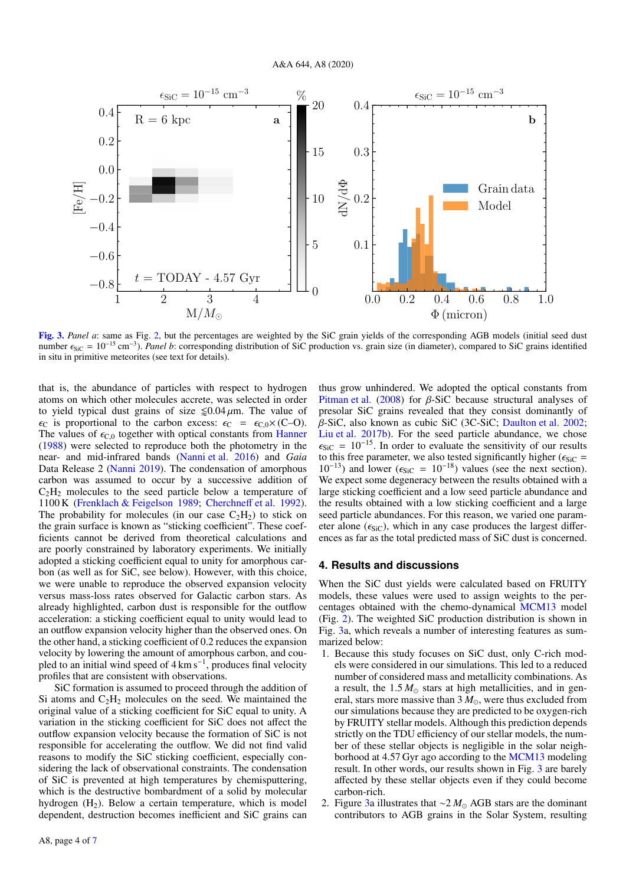Fig. 3. *Panel a*: same as Fig. 2, but the percentages are weighted by the SiC grain yields of the corresponding AGB models (initial seed dust number $\epsilon_{SiC} = 10^{-15}$ cm$^{-3}$). *Panel b*: corresponding distribution of SiC production vs. grain size (in diameter), compared to SiC grains identified in situ in primitive meteorites (see text for details).

that is, the abundance of particles with respect to hydrogen atoms on which other molecules accrete, was selected in order to yield typical dust grains of size $\lesssim 0.04\,\mu$m. The value of $\epsilon_C$ is proportional to the carbon excess: $\epsilon_C = \epsilon_{C,0} \times$ (C–O). The values of $\epsilon_{C,0}$ together with optical constants from Hanner (1988) were selected to reproduce both the photometry in the near- and mid-infrared bands (Nanni et al. 2016) and *Gaia* Data Release 2 (Nanni 2019). The condensation of amorphous carbon was assumed to occur by a successive addition of $C_2H_2$ molecules to the seed particle below a temperature of 1100 K (Frenklach & Feigelson 1989; Cherchneff et al. 1992). The probability for molecules (in our case $C_2H_2$) to stick on the grain surface is known as "sticking coefficient". These coefficients cannot be derived from theoretical calculations and are poorly constrained by laboratory experiments. We initially adopted a sticking coefficient equal to unity for amorphous carbon (as well as for SiC, see below). However, with this choice, we were unable to reproduce the observed expansion velocity versus mass-loss rates observed for Galactic carbon stars. As already highlighted, carbon dust is responsible for the outflow acceleration: a sticking coefficient equal to unity would lead to an outflow expansion velocity higher than the observed ones. On the other hand, a sticking coefficient of 0.2 reduces the expansion velocity by lowering the amount of amorphous carbon, and coupled to an initial wind speed of 4 km s$^{-1}$, produces final velocity profiles that are consistent with observations.

SiC formation is assumed to proceed through the addition of Si atoms and $C_2H_2$ molecules on the seed. We maintained the original value of a sticking coefficient for SiC equal to unity. A variation in the sticking coefficient for SiC does not affect the outflow expansion velocity because the formation of SiC is not responsible for accelerating the outflow. We did not find valid reasons to modify the SiC sticking coefficient, especially considering the lack of observational constraints. The condensation of SiC is prevented at high temperatures by chemisputtering, which is the destructive bombardment of a solid by molecular hydrogen ($H_2$). Below a certain temperature, which is model dependent, destruction becomes inefficient and SiC grains can thus grow unhindered. We adopted the optical constants from Pitman et al. (2008) for $\beta$-SiC because structural analyses of presolar SiC grains revealed that they consist dominantly of $\beta$-SiC, also known as cubic SiC (3C-SiC; Daulton et al. 2002; Liu et al. 2017b). For the seed particle abundance, we chose $\epsilon_{SiC} = 10^{-15}$. In order to evaluate the sensitivity of our results to this free parameter, we also tested significantly higher ($\epsilon_{SiC} = 10^{-13}$) and lower ($\epsilon_{SiC} = 10^{-18}$) values (see the next section). We expect some degeneracy between the results obtained with a large sticking coefficient and a low seed particle abundance and the results obtained with a low sticking coefficient and a large seed particle abundances. For this reason, we varied one parameter alone ($\epsilon_{SiC}$), which in any case produces the largest differences as far as the total predicted mass of SiC dust is concerned.

## 4. Results and discussions

When the SiC dust yields were calculated based on FRUITY models, these values were used to assign weights to the percentages obtained with the chemo-dynamical MCM13 model (Fig. 2). The weighted SiC production distribution is shown in Fig. 3a, which reveals a number of interesting features as summarized below:

1. Because this study focuses on SiC dust, only C-rich models were considered in our simulations. This led to a reduced number of considered mass and metallicity combinations. As a result, the 1.5 $M_\odot$ stars at high metallicities, and in general, stars more massive than 3 $M_\odot$, were thus excluded from our simulations because they are predicted to be oxygen-rich by FRUITY stellar models. Although this prediction depends strictly on the TDU efficiency of our stellar models, the number of these stellar objects is negligible in the solar neighborhood at 4.57 Gyr ago according to the MCM13 modeling result. In other words, our results shown in Fig. 3 are barely affected by these stellar objects even if they could become carbon-rich.
2. Figure 3a illustrates that ~2 $M_\odot$ AGB stars are the dominant contributors to AGB grains in the Solar System, resulting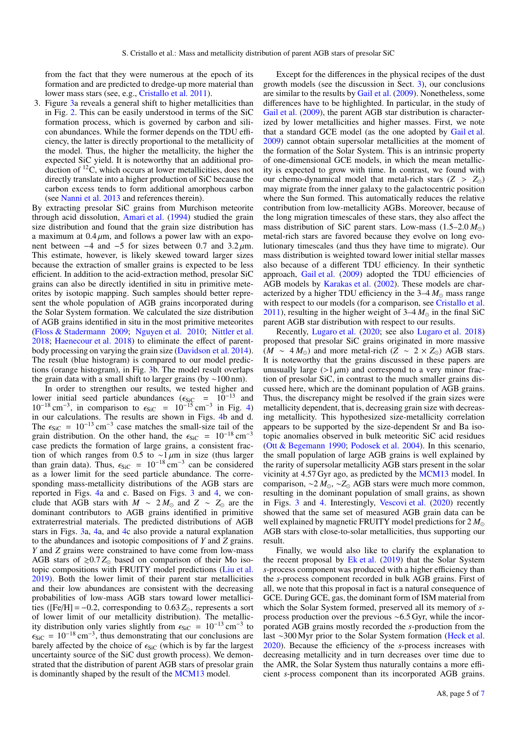from the fact that they were numerous at the epoch of its formation and are predicted to dredge-up more material than lower mass stars (see, e.g., Cristallo et al. 2011).

3. Figure 3a reveals a general shift to higher metallicities than in Fig. 2. This can be easily understood in terms of the SiC formation process, which is governed by carbon and silicon abundances. While the former depends on the TDU efficiency, the latter is directly proportional to the metallicity of the model. Thus, the higher the metallicity, the higher the expected SiC yield. It is noteworthy that an additional production of $^{12}$C, which occurs at lower metallicities, does not directly translate into a higher production of SiC because the carbon excess tends to form additional amorphous carbon (see Nanni et al. 2013 and references therein).

By extracting presolar SiC grains from Murchison meteorite through acid dissolution, Amari et al. (1994) studied the grain size distribution and found that the grain size distribution has a maximum at $0.4\,\mu$m, and follows a power law with an exponent between −4 and −5 for sizes between 0.7 and $3.2\,\mu$m. This estimate, however, is likely skewed toward larger sizes because the extraction of smaller grains is expected to be less efficient. In addition to the acid-extraction method, presolar SiC grains can also be directly identified in situ in primitive meteorites by isotopic mapping. Such samples should better represent the whole population of AGB grains incorporated during the Solar System formation. We calculated the size distribution of AGB grains identified in situ in the most primitive meteorites (Floss & Stadermann 2009; Nguyen et al. 2010; Nittler et al. 2018; Haenecour et al. 2018) to eliminate the effect of parent-body processing on varying the grain size (Davidson et al. 2014). The result (blue histogram) is compared to our model predictions (orange histogram), in Fig. 3b. The model result overlaps the grain data with a small shift to larger grains (by ∼100 nm).

In order to strengthen our results, we tested higher and lower initial seed particle abundances ($\epsilon_{\rm SiC}$ = $10^{-13}$ and $10^{-18}$ cm$^{-3}$, in comparison to $\epsilon_{\rm SiC}$ = $10^{-15}$ cm$^{-3}$ in Fig. 4) in our calculations. The results are shown in Figs. 4b and d. The $\epsilon_{\rm SiC}$ = $10^{-13}$ cm$^{-3}$ case matches the small-size tail of the grain distribution. On the other hand, the $\epsilon_{\rm SiC}$ = $10^{-18}$ cm$^{-3}$ case predicts the formation of large grains, a consistent fraction of which ranges from 0.5 to $\sim 1\,\mu$m in size (thus larger than grain data). Thus, $\epsilon_{\rm SiC}$ = $10^{-18}$ cm$^{-3}$ can be considered as a lower limit for the seed particle abundance. The corresponding mass-metallicity distributions of the AGB stars are reported in Figs. 4a and c. Based on Figs. 3 and 4, we conclude that AGB stars with $M \sim 2\,M_\odot$ and $Z \sim Z_\odot$ are the dominant contributors to AGB grains identified in primitive extraterrestrial materials. The predicted distributions of AGB stars in Figs. 3a, 4a, and 4c also provide a natural explanation to the abundances and isotopic compositions of *Y* and *Z* grains. *Y* and *Z* grains were constrained to have come from low-mass AGB stars of $\gtrsim 0.7\,Z_\odot$ based on comparison of their Mo isotopic compositions with FRUITY model predictions (Liu et al. 2019). Both the lower limit of their parent star metallicities and their low abundances are consistent with the decreasing probabilities of low-mass AGB stars toward lower metallicities ([Fe/H] = −0.2, corresponding to $0.63\,Z_\odot$, represents a sort of lower limit of our metallicity distribution). The metallicity distribution only varies slightly from $\epsilon_{\rm SiC}$ = $10^{-13}$ cm$^{-3}$ to $\epsilon_{\rm SiC}$ = $10^{-18}$ cm$^{-3}$, thus demonstrating that our conclusions are barely affected by the choice of $\epsilon_{\rm SiC}$ (which is by far the largest uncertainty source of the SiC dust growth process). We demonstrated that the distribution of parent AGB stars of presolar grain is dominantly shaped by the result of the MCM13 model.

Except for the differences in the physical recipes of the dust growth models (see the discussion in Sect. 3), our conclusions are similar to the results by Gail et al. (2009). Nonetheless, some differences have to be highlighted. In particular, in the study of Gail et al. (2009), the parent AGB star distribution is characterized by lower metallicities and higher masses. First, we note that a standard GCE model (as the one adopted by Gail et al. 2009) cannot obtain supersolar metallicities at the moment of the formation of the Solar System. This is an intrinsic property of one-dimensional GCE models, in which the mean metallicity is expected to grow with time. In contrast, we found with our chemo-dynamical model that metal-rich stars ($Z > Z_\odot$) may migrate from the inner galaxy to the galactocentric position where the Sun formed. This automatically reduces the relative contribution from low-metallicity AGBs. Moreover, because of the long migration timescales of these stars, they also affect the mass distribution of SiC parent stars. Low-mass (1.5–2.0 $M_\odot$) metal-rich stars are favored because they evolve on long evolutionary timescales (and thus they have time to migrate). Our mass distribution is weighted toward lower initial stellar masses also because of a different TDU efficiency. In their synthetic approach, Gail et al. (2009) adopted the TDU efficiencies of AGB models by Karakas et al. (2002). These models are characterized by a higher TDU efficiency in the 3–4 $M_\odot$ mass range with respect to our models (for a comparison, see Cristallo et al. 2011), resulting in the higher weight of 3–4 $M_\odot$ in the final SiC parent AGB star distribution with respect to our results.

Recently, Lugaro et al. (2020; see also Lugaro et al. 2018) proposed that presolar SiC grains originated in more massive ($M \sim 4\,M_\odot$) and more metal-rich ($Z \sim 2 \times Z_\odot$) AGB stars. It is noteworthy that the grains discussed in these papers are unusually large ($>1\,\mu$m) and correspond to a very minor fraction of presolar SiC, in contrast to the much smaller grains discussed here, which are the dominant population of AGB grains. Thus, the discrepancy might be resolved if the grain sizes were metallicity dependent, that is, decreasing grain size with decreasing metallicity. This hypothesized size-metallicity correlation appears to be supported by the size-dependent Sr and Ba isotopic anomalies observed in bulk meteoritic SiC acid residues (Ott & Begemann 1990; Podosek et al. 2004). In this scenario, the small population of large AGB grains is well explained by the rarity of supersolar metallicity AGB stars present in the solar vicinity at 4.57 Gyr ago, as predicted by the MCM13 model. In comparison, $\sim 2\,M_\odot$, $\sim Z_\odot$ AGB stars were much more common, resulting in the dominant population of small grains, as shown in Figs. 3 and 4. Interestingly, Vescovi et al. (2020) recently showed that the same set of measured AGB grain data can be well explained by magnetic FRUITY model predictions for 2 $M_\odot$ AGB stars with close-to-solar metallicities, thus supporting our result.

Finally, we would also like to clarify the explanation to the recent proposal by Ek et al. (2019) that the Solar System *s*-process component was produced with a higher efficiency than the *s*-process component recorded in bulk AGB grains. First of all, we note that this proposal in fact is a natural consequence of GCE. During GCE, gas, the dominant form of ISM material from which the Solar System formed, preserved all its memory of *s*-process production over the previous ∼6.5 Gyr, while the incorporated AGB grains mostly recorded the *s*-production from the last ∼300 Myr prior to the Solar System formation (Heck et al. 2020). Because the efficiency of the *s*-process increases with decreasing metallicity and in turn decreases over time due to the AMR, the Solar System thus naturally contains a more efficient *s*-process component than its incorporated AGB grains.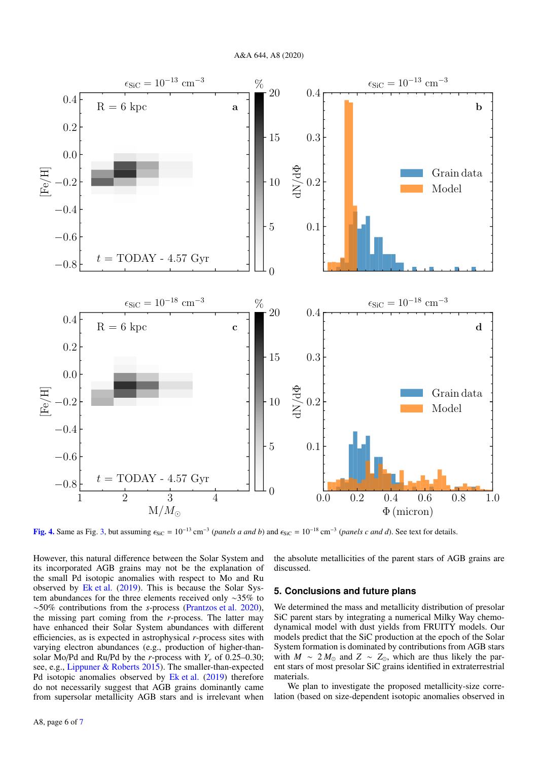Fig. 4. Same as Fig. 3, but assuming $\epsilon_{SiC} = 10^{-13}$ cm$^{-3}$ (*panels a and b*) and $\epsilon_{SiC} = 10^{-18}$ cm$^{-3}$ (*panels c and d*). See text for details.

However, this natural difference between the Solar System and its incorporated AGB grains may not be the explanation of the small Pd isotopic anomalies with respect to Mo and Ru observed by Ek et al. (2019). This is because the Solar System abundances for the three elements received only ~35% to ~50% contributions from the *s*-process (Prantzos et al. 2020), the missing part coming from the *r*-process. The latter may have enhanced their Solar System abundances with different efficiencies, as is expected in astrophysical *r*-process sites with varying electron abundances (e.g., production of higher-than-solar Mo/Pd and Ru/Pd by the *r*-process with $Y_e$ of 0.25–0.30; see, e.g., Lippuner & Roberts 2015). The smaller-than-expected Pd isotopic anomalies observed by Ek et al. (2019) therefore do not necessarily suggest that AGB grains dominantly came from supersolar metallicity AGB stars and is irrelevant when the absolute metallicities of the parent stars of AGB grains are discussed.

## 5. Conclusions and future plans

We determined the mass and metallicity distribution of presolar SiC parent stars by integrating a numerical Milky Way chemo-dynamical model with dust yields from FRUITY models. Our models predict that the SiC production at the epoch of the Solar System formation is dominated by contributions from AGB stars with $M \sim 2\,M_\odot$ and $Z \sim Z_\odot$, which are thus likely the parent stars of most presolar SiC grains identified in extraterrestrial materials.

We plan to investigate the proposed metallicity-size correlation (based on size-dependent isotopic anomalies observed in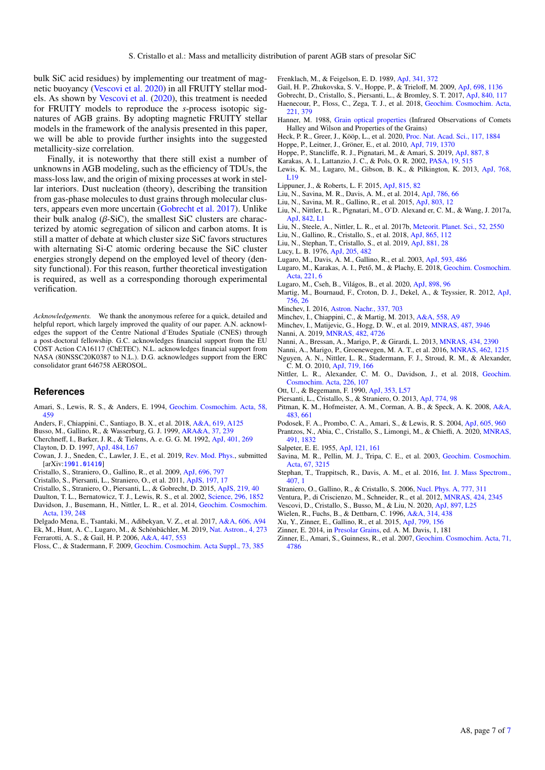bulk SiC acid residues) by implementing our treatment of magnetic buoyancy (Vescovi et al. 2020) in all FRUITY stellar models. As shown by Vescovi et al. (2020), this treatment is needed for FRUITY models to reproduce the *s*-process isotopic signatures of AGB grains. By adopting magnetic FRUITY stellar models in the framework of the analysis presented in this paper, we will be able to provide further insights into the suggested metallicity-size correlation.

Finally, it is noteworthy that there still exist a number of unknowns in AGB modeling, such as the efficiency of TDUs, the mass-loss law, and the origin of mixing processes at work in stellar interiors. Dust nucleation (theory), describing the transition from gas-phase molecules to dust grains through molecular clusters, appears even more uncertain (Gobrecht et al. 2017). Unlike their bulk analog ($\beta$-SiC), the smallest SiC clusters are characterized by atomic segregation of silicon and carbon atoms. It is still a matter of debate at which cluster size SiC favors structures with alternating Si-C atomic ordering because the SiC cluster energies strongly depend on the employed level of theory (density functional). For this reason, further theoretical investigation is required, as well as a corresponding thorough experimental verification.

*Acknowledgements.* We thank the anonymous referee for a quick, detailed and helpful report, which largely improved the quality of our paper. A.N. acknowledges the support of the Centre National d'Etudes Spatiale (CNES) through a post-doctoral fellowship. G.C. acknowledges financial support from the EU COST Action CA16117 (ChETEC). N.L. acknowledges financial support from NASA (80NSSC20K0387 to N.L.). D.G. acknowledges support from the ERC consolidator grant 646758 AEROSOL.

## References

Amari, S., Lewis, R. S., & Anders, E. 1994, Geochim. Cosmochim. Acta, 58, 459
Anders, F., Chiappini, C., Santiago, B. X., et al. 2018, A&A, 619, A125
Busso, M., Gallino, R., & Wasserburg, G. J. 1999, ARA&A, 37, 239
Cherchneff, I., Barker, J. R., & Tielens, A. e. G. G. M. 1992, ApJ, 401, 269
Clayton, D. D. 1997, ApJ, 484, L67
Cowan, J. J., Sneden, C., Lawler, J. E., et al. 2019, Rev. Mod. Phys., submitted [arXiv:1901.01410]
Cristallo, S., Straniero, O., Gallino, R., et al. 2009, ApJ, 696, 797
Cristallo, S., Piersanti, L., Straniero, O., et al. 2011, ApJS, 197, 17
Cristallo, S., Straniero, O., Piersanti, L., & Gobrecht, D. 2015, ApJS, 219, 40
Daulton, T. L., Bernatowicz, T. J., Lewis, R. S., et al. 2002, Science, 296, 1852
Davidson, J., Busemann, H., Nittler, L. R., et al. 2014, Geochim. Cosmochim. Acta, 139, 248
Delgado Mena, E., Tsantaki, M., Adibekyan, V. Z., et al. 2017, A&A, 606, A94
Ek, M., Hunt, A. C., Lugaro, M., & Schönbächler, M. 2019, Nat. Astron., 4, 273
Ferrarotti, A. S., & Gail, H. P. 2006, A&A, 447, 553
Floss, C., & Stadermann, F. 2009, Geochim. Cosmochim. Acta Suppl., 73, 385
Frenklach, M., & Feigelson, E. D. 1989, ApJ, 341, 372
Gail, H. P., Zhukovska, S. V., Hoppe, P., & Trieloff, M. 2009, ApJ, 698, 1136
Gobrecht, D., Cristallo, S., Piersanti, L., & Bromley, S. T. 2017, ApJ, 840, 117
Haenecour, P., Floss, C., Zega, T. J., et al. 2018, Geochim. Cosmochim. Acta, 221, 379
Hanner, M. 1988, Grain optical properties (Infrared Observations of Comets Halley and Wilson and Properties of the Grains)
Heck, P. R., Greer, J., Kööp, L., et al. 2020, Proc. Nat. Acad. Sci., 117, 1884
Hoppe, P., Leitner, J., Gröner, E., et al. 2010, ApJ, 719, 1370
Hoppe, P., Stancliffe, R. J., Pignatari, M., & Amari, S. 2019, ApJ, 887, 8
Karakas, A. I., Lattanzio, J. C., & Pols, O. R. 2002, PASA, 19, 515
Lewis, K. M., Lugaro, M., Gibson, B. K., & Pilkington, K. 2013, ApJ, 768, L19
Lippuner, J., & Roberts, L. F. 2015, ApJ, 815, 82
Liu, N., Savina, M. R., Davis, A. M., et al. 2014, ApJ, 786, 66
Liu, N., Savina, M. R., Gallino, R., et al. 2015, ApJ, 803, 12
Liu, N., Nittler, L. R., Pignatari, M., O'D. Alexand er, C. M., & Wang, J. 2017a, ApJ, 842, L1
Liu, N., Steele, A., Nittler, L. R., et al. 2017b, Meteorit. Planet. Sci., 52, 2550
Liu, N., Gallino, R., Cristallo, S., et al. 2018, ApJ, 865, 112
Liu, N., Stephan, T., Cristallo, S., et al. 2019, ApJ, 881, 28
Lucy, L. B. 1976, ApJ, 205, 482
Lugaro, M., Davis, A. M., Gallino, R., et al. 2003, ApJ, 593, 486
Lugaro, M., Karakas, A. I., Pető, M., & Plachy, E. 2018, Geochim. Cosmochim. Acta, 221, 6
Lugaro, M., Cseh, B., Világos, B., et al. 2020, ApJ, 898, 96
Martig, M., Bournaud, F., Croton, D. J., Dekel, A., & Teyssier, R. 2012, ApJ, 756, 26
Minchev, I. 2016, Astron. Nachr., 337, 703
Minchev, I., Chiappini, C., & Martig, M. 2013, A&A, 558, A9
Minchev, I., Matijevic, G., Hogg, D. W., et al. 2019, MNRAS, 487, 3946
Nanni, A. 2019, MNRAS, 482, 4726
Nanni, A., Bressan, A., Marigo, P., & Girardi, L. 2013, MNRAS, 434, 2390
Nanni, A., Marigo, P., Groenewegen, M. A. T., et al. 2016, MNRAS, 462, 1215
Nguyen, A. N., Nittler, L. R., Stadermann, F. J., Stroud, R. M., & Alexander, C. M. O. 2010, ApJ, 719, 166
Nittler, L. R., Alexander, C. M. O., Davidson, J., et al. 2018, Geochim. Cosmochim. Acta, 226, 107
Ott, U., & Begemann, F. 1990, ApJ, 353, L57
Piersanti, L., Cristallo, S., & Straniero, O. 2013, ApJ, 774, 98
Pitman, K. M., Hofmeister, A. M., Corman, A. B., & Speck, A. K. 2008, A&A, 483, 661
Podosek, F. A., Prombo, C. A., Amari, S., & Lewis, R. S. 2004, ApJ, 605, 960
Prantzos, N., Abia, C., Cristallo, S., Limongi, M., & Chieffi, A. 2020, MNRAS, 491, 1832
Salpeter, E. E. 1955, ApJ, 121, 161
Savina, M. R., Pellin, M. J., Tripa, C. E., et al. 2003, Geochim. Cosmochim. Acta, 67, 3215
Stephan, T., Trappitsch, R., Davis, A. M., et al. 2016, Int. J. Mass Spectrom., 407, 1
Straniero, O., Gallino, R., & Cristallo, S. 2006, Nucl. Phys. A, 777, 311
Ventura, P., di Criscienzo, M., Schneider, R., et al. 2012, MNRAS, 424, 2345
Vescovi, D., Cristallo, S., Busso, M., & Liu, N. 2020, ApJ, 897, L25
Wielen, R., Fuchs, B., & Dettbarn, C. 1996, A&A, 314, 438
Xu, Y., Zinner, E., Gallino, R., et al. 2015, ApJ, 799, 156
Zinner, E. 2014, in Presolar Grains, ed. A. M. Davis, 1, 181
Zinner, E., Amari, S., Guinness, R., et al. 2007, Geochim. Cosmochim. Acta, 71, 4786